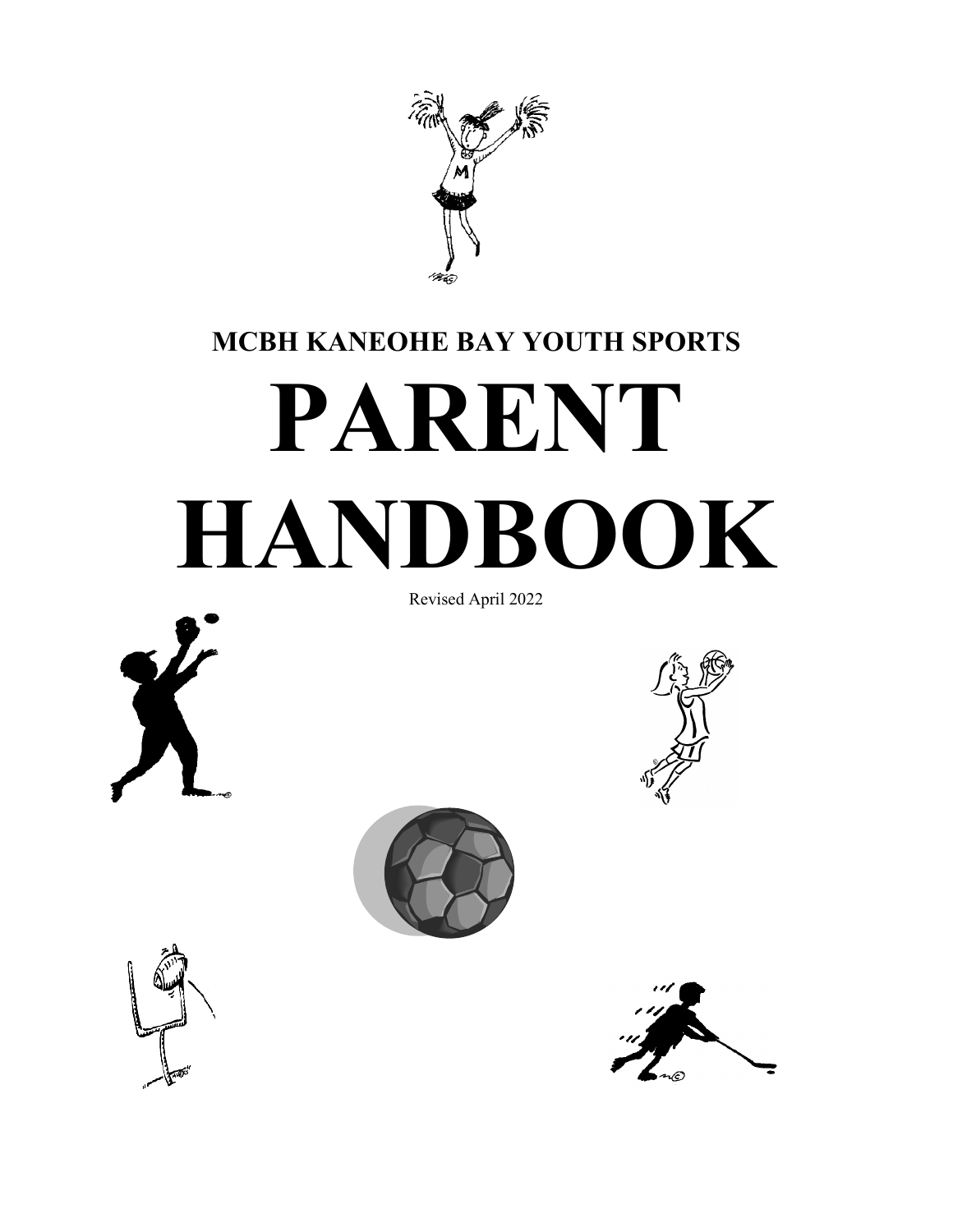**MCBH KANEOHE BAY YOUTH SPORTS**

# PARENT HANDBOOK

Revised April 2022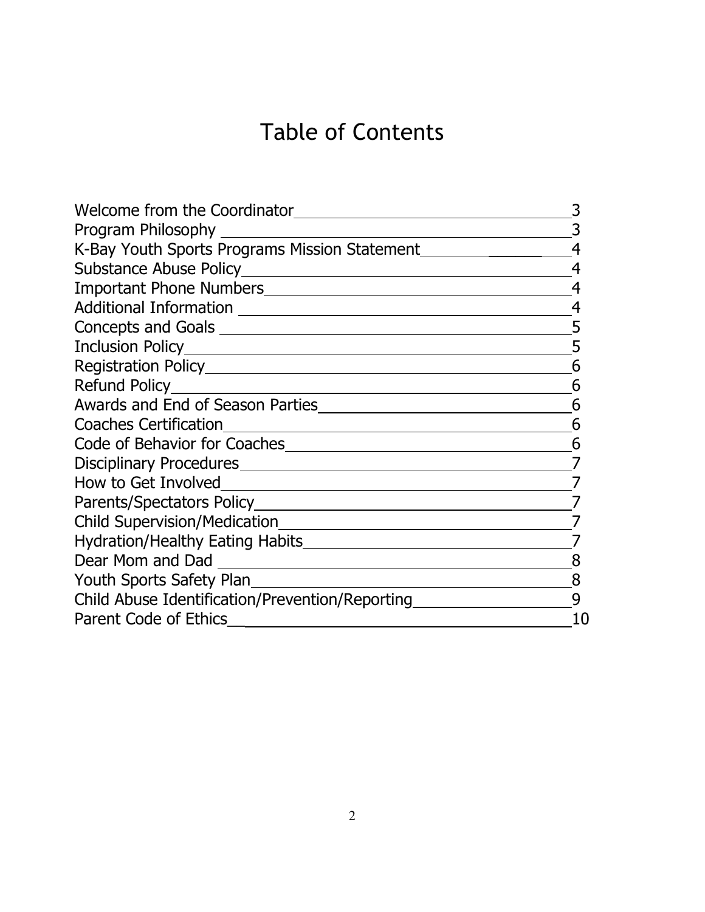# Table of Contents

| | |
|---|---|
| Welcome from the Coordinator | 3 |
| Program Philosophy | 3 |
| K-Bay Youth Sports Programs Mission Statement | 4 |
| Substance Abuse Policy | 4 |
| Important Phone Numbers | 4 |
| Additional Information | 4 |
| Concepts and Goals | 5 |
| Inclusion Policy | 5 |
| Registration Policy | 6 |
| Refund Policy | 6 |
| Awards and End of Season Parties | 6 |
| Coaches Certification | 6 |
| Code of Behavior for Coaches | 6 |
| Disciplinary Procedures | 7 |
| How to Get Involved | 7 |
| Parents/Spectators Policy | 7 |
| Child Supervision/Medication | 7 |
| Hydration/Healthy Eating Habits | 7 |
| Dear Mom and Dad | 8 |
| Youth Sports Safety Plan | 8 |
| Child Abuse Identification/Prevention/Reporting | 9 |
| Parent Code of Ethics | 10 |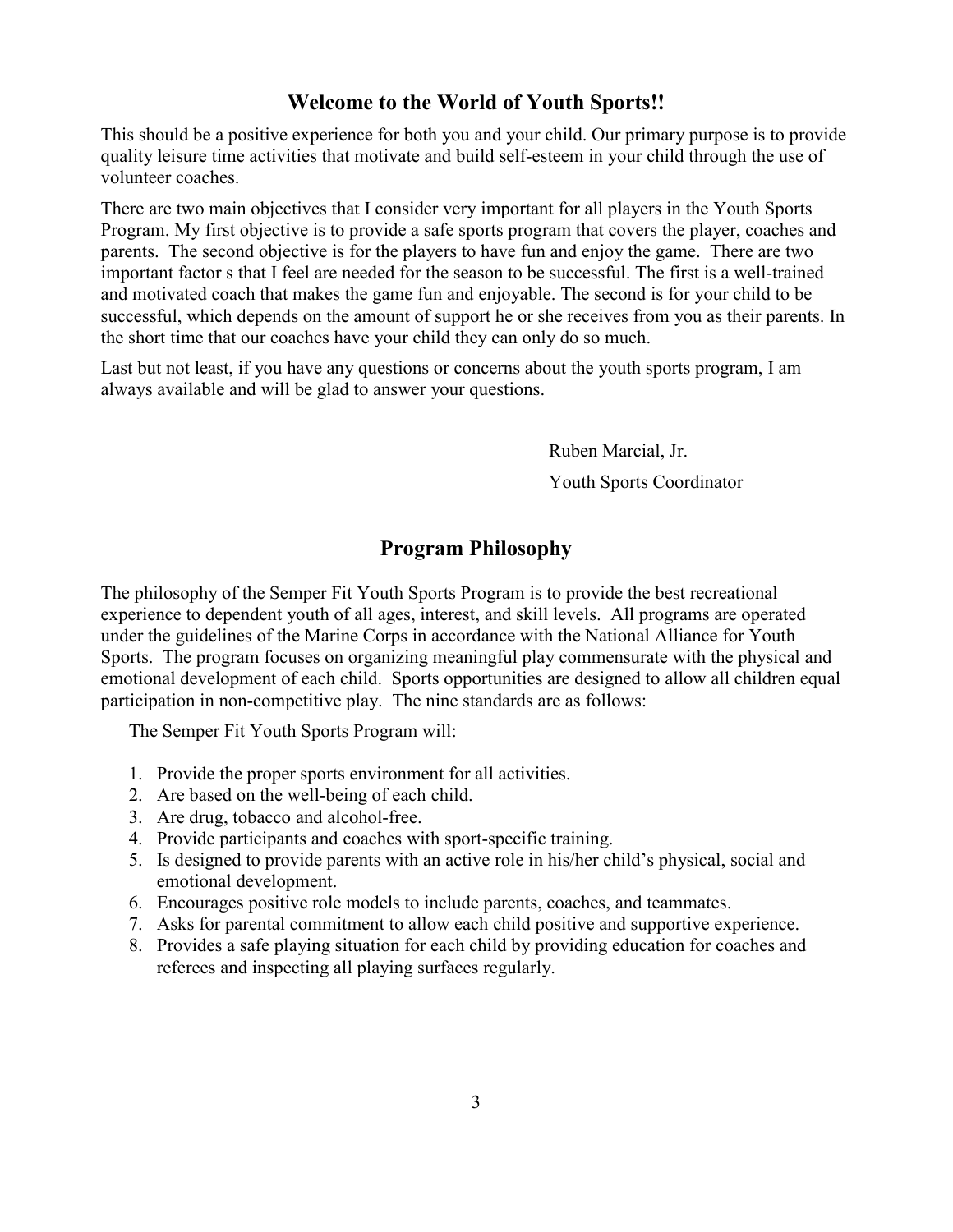## Welcome to the World of Youth Sports!!

This should be a positive experience for both you and your child. Our primary purpose is to provide quality leisure time activities that motivate and build self-esteem in your child through the use of volunteer coaches.

There are two main objectives that I consider very important for all players in the Youth Sports Program. My first objective is to provide a safe sports program that covers the player, coaches and parents. The second objective is for the players to have fun and enjoy the game. There are two important factor s that I feel are needed for the season to be successful. The first is a well-trained and motivated coach that makes the game fun and enjoyable. The second is for your child to be successful, which depends on the amount of support he or she receives from you as their parents. In the short time that our coaches have your child they can only do so much.

Last but not least, if you have any questions or concerns about the youth sports program, I am always available and will be glad to answer your questions.

Ruben Marcial, Jr.

Youth Sports Coordinator

## Program Philosophy

The philosophy of the Semper Fit Youth Sports Program is to provide the best recreational experience to dependent youth of all ages, interest, and skill levels. All programs are operated under the guidelines of the Marine Corps in accordance with the National Alliance for Youth Sports. The program focuses on organizing meaningful play commensurate with the physical and emotional development of each child. Sports opportunities are designed to allow all children equal participation in non-competitive play. The nine standards are as follows:

The Semper Fit Youth Sports Program will:

1. Provide the proper sports environment for all activities.
2. Are based on the well-being of each child.
3. Are drug, tobacco and alcohol-free.
4. Provide participants and coaches with sport-specific training.
5. Is designed to provide parents with an active role in his/her child's physical, social and emotional development.
6. Encourages positive role models to include parents, coaches, and teammates.
7. Asks for parental commitment to allow each child positive and supportive experience.
8. Provides a safe playing situation for each child by providing education for coaches and referees and inspecting all playing surfaces regularly.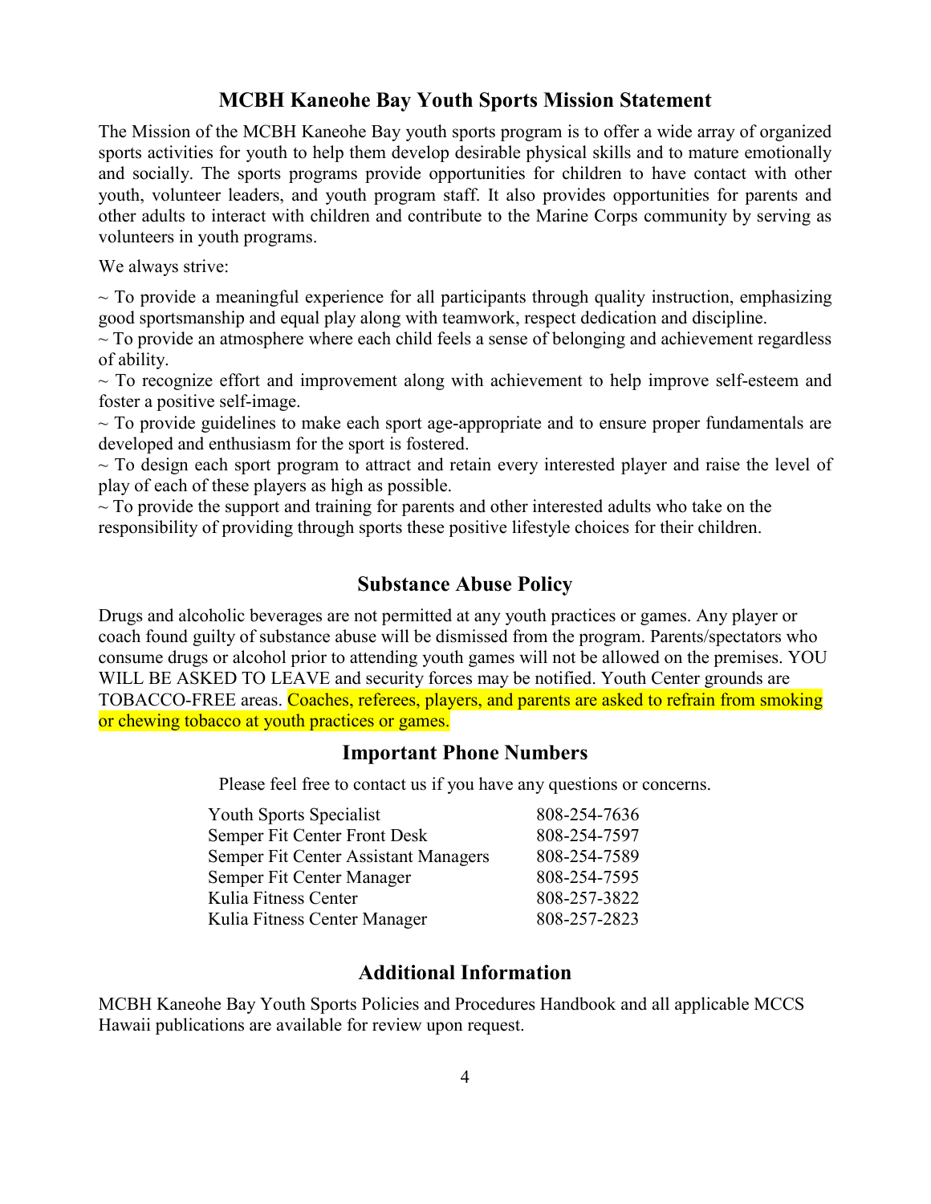## MCBH Kaneohe Bay Youth Sports Mission Statement

The Mission of the MCBH Kaneohe Bay youth sports program is to offer a wide array of organized sports activities for youth to help them develop desirable physical skills and to mature emotionally and socially. The sports programs provide opportunities for children to have contact with other youth, volunteer leaders, and youth program staff. It also provides opportunities for parents and other adults to interact with children and contribute to the Marine Corps community by serving as volunteers in youth programs.

We always strive:

~ To provide a meaningful experience for all participants through quality instruction, emphasizing good sportsmanship and equal play along with teamwork, respect dedication and discipline.
~ To provide an atmosphere where each child feels a sense of belonging and achievement regardless of ability.
~ To recognize effort and improvement along with achievement to help improve self-esteem and foster a positive self-image.
~ To provide guidelines to make each sport age-appropriate and to ensure proper fundamentals are developed and enthusiasm for the sport is fostered.
~ To design each sport program to attract and retain every interested player and raise the level of play of each of these players as high as possible.
~ To provide the support and training for parents and other interested adults who take on the responsibility of providing through sports these positive lifestyle choices for their children.

## Substance Abuse Policy

Drugs and alcoholic beverages are not permitted at any youth practices or games. Any player or coach found guilty of substance abuse will be dismissed from the program. Parents/spectators who consume drugs or alcohol prior to attending youth games will not be allowed on the premises. YOU WILL BE ASKED TO LEAVE and security forces may be notified. Youth Center grounds are TOBACCO-FREE areas. Coaches, referees, players, and parents are asked to refrain from smoking or chewing tobacco at youth practices or games.

## Important Phone Numbers

Please feel free to contact us if you have any questions or concerns.

| | |
|---|---|
| Youth Sports Specialist | 808-254-7636 |
| Semper Fit Center Front Desk | 808-254-7597 |
| Semper Fit Center Assistant Managers | 808-254-7589 |
| Semper Fit Center Manager | 808-254-7595 |
| Kulia Fitness Center | 808-257-3822 |
| Kulia Fitness Center Manager | 808-257-2823 |

## Additional Information

MCBH Kaneohe Bay Youth Sports Policies and Procedures Handbook and all applicable MCCS Hawaii publications are available for review upon request.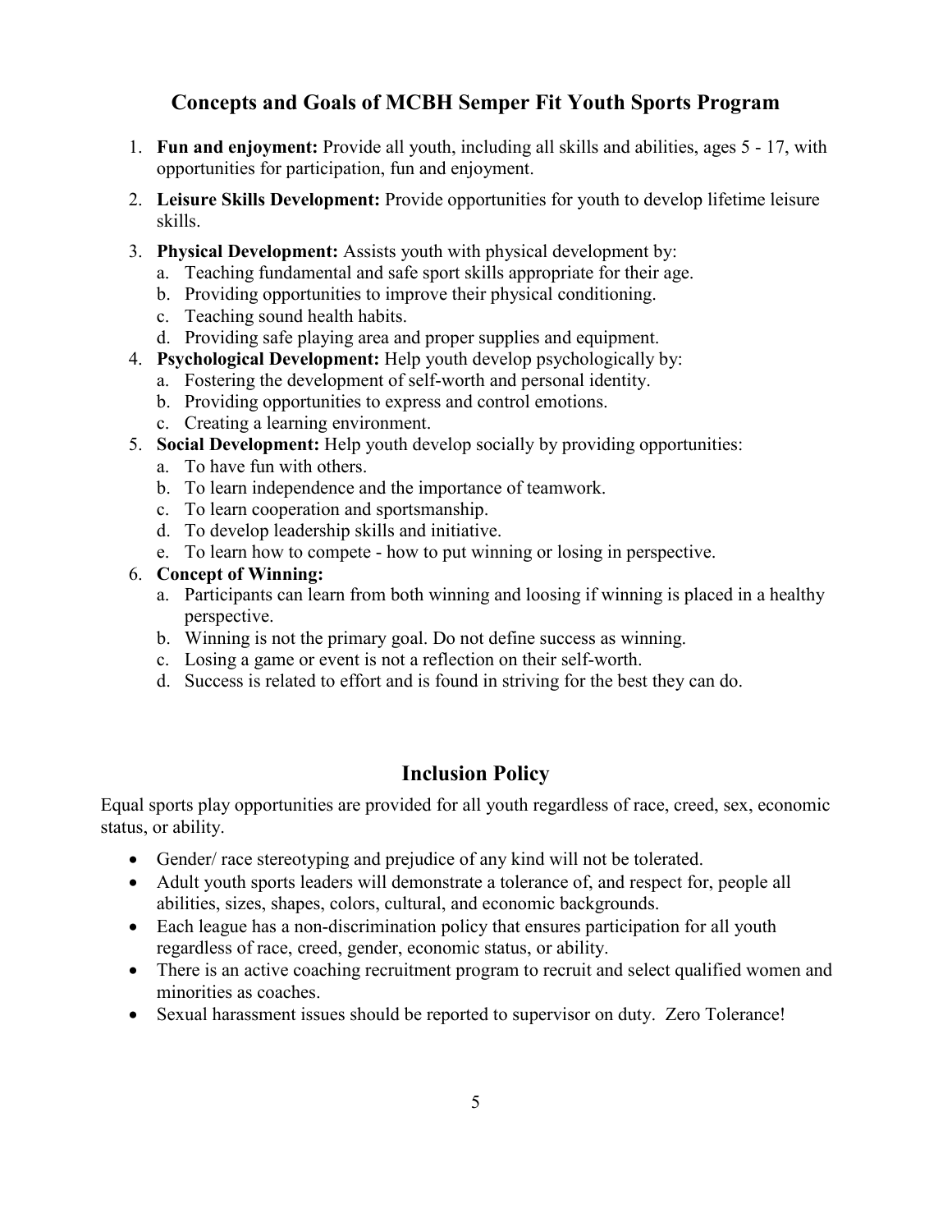## Concepts and Goals of MCBH Semper Fit Youth Sports Program

1. **Fun and enjoyment:** Provide all youth, including all skills and abilities, ages 5 - 17, with opportunities for participation, fun and enjoyment.
2. **Leisure Skills Development:** Provide opportunities for youth to develop lifetime leisure skills.
3. **Physical Development:** Assists youth with physical development by:
   a. Teaching fundamental and safe sport skills appropriate for their age.
   b. Providing opportunities to improve their physical conditioning.
   c. Teaching sound health habits.
   d. Providing safe playing area and proper supplies and equipment.
4. **Psychological Development:** Help youth develop psychologically by:
   a. Fostering the development of self-worth and personal identity.
   b. Providing opportunities to express and control emotions.
   c. Creating a learning environment.
5. **Social Development:** Help youth develop socially by providing opportunities:
   a. To have fun with others.
   b. To learn independence and the importance of teamwork.
   c. To learn cooperation and sportsmanship.
   d. To develop leadership skills and initiative.
   e. To learn how to compete - how to put winning or losing in perspective.
6. **Concept of Winning:**
   a. Participants can learn from both winning and loosing if winning is placed in a healthy perspective.
   b. Winning is not the primary goal. Do not define success as winning.
   c. Losing a game or event is not a reflection on their self-worth.
   d. Success is related to effort and is found in striving for the best they can do.

## Inclusion Policy

Equal sports play opportunities are provided for all youth regardless of race, creed, sex, economic status, or ability.

- Gender/ race stereotyping and prejudice of any kind will not be tolerated.
- Adult youth sports leaders will demonstrate a tolerance of, and respect for, people all abilities, sizes, shapes, colors, cultural, and economic backgrounds.
- Each league has a non-discrimination policy that ensures participation for all youth regardless of race, creed, gender, economic status, or ability.
- There is an active coaching recruitment program to recruit and select qualified women and minorities as coaches.
- Sexual harassment issues should be reported to supervisor on duty. Zero Tolerance!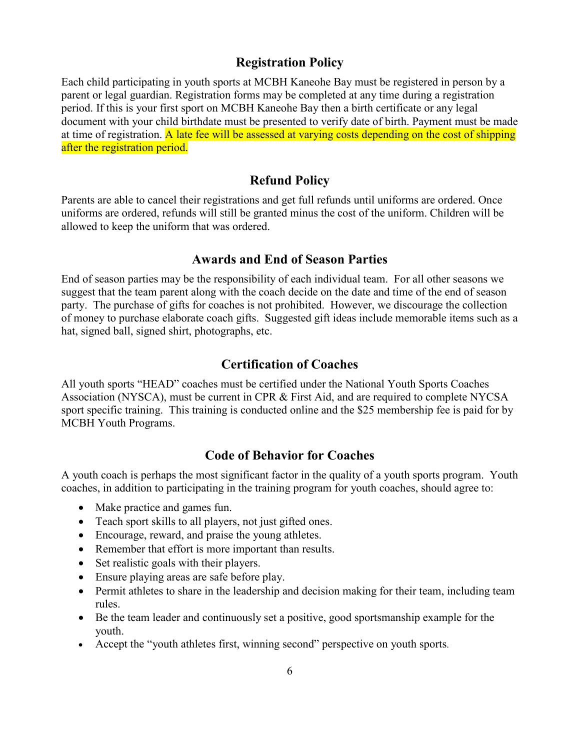## Registration Policy

Each child participating in youth sports at MCBH Kaneohe Bay must be registered in person by a parent or legal guardian. Registration forms may be completed at any time during a registration period. If this is your first sport on MCBH Kaneohe Bay then a birth certificate or any legal document with your child birthdate must be presented to verify date of birth. Payment must be made at time of registration. A late fee will be assessed at varying costs depending on the cost of shipping after the registration period.

## Refund Policy

Parents are able to cancel their registrations and get full refunds until uniforms are ordered. Once uniforms are ordered, refunds will still be granted minus the cost of the uniform. Children will be allowed to keep the uniform that was ordered.

## Awards and End of Season Parties

End of season parties may be the responsibility of each individual team. For all other seasons we suggest that the team parent along with the coach decide on the date and time of the end of season party. The purchase of gifts for coaches is not prohibited. However, we discourage the collection of money to purchase elaborate coach gifts. Suggested gift ideas include memorable items such as a hat, signed ball, signed shirt, photographs, etc.

## Certification of Coaches

All youth sports "HEAD" coaches must be certified under the National Youth Sports Coaches Association (NYSCA), must be current in CPR & First Aid, and are required to complete NYCSA sport specific training. This training is conducted online and the $25 membership fee is paid for by MCBH Youth Programs.

## Code of Behavior for Coaches

A youth coach is perhaps the most significant factor in the quality of a youth sports program. Youth coaches, in addition to participating in the training program for youth coaches, should agree to:

- Make practice and games fun.
- Teach sport skills to all players, not just gifted ones.
- Encourage, reward, and praise the young athletes.
- Remember that effort is more important than results.
- Set realistic goals with their players.
- Ensure playing areas are safe before play.
- Permit athletes to share in the leadership and decision making for their team, including team rules.
- Be the team leader and continuously set a positive, good sportsmanship example for the youth.
- Accept the "youth athletes first, winning second" perspective on youth sports.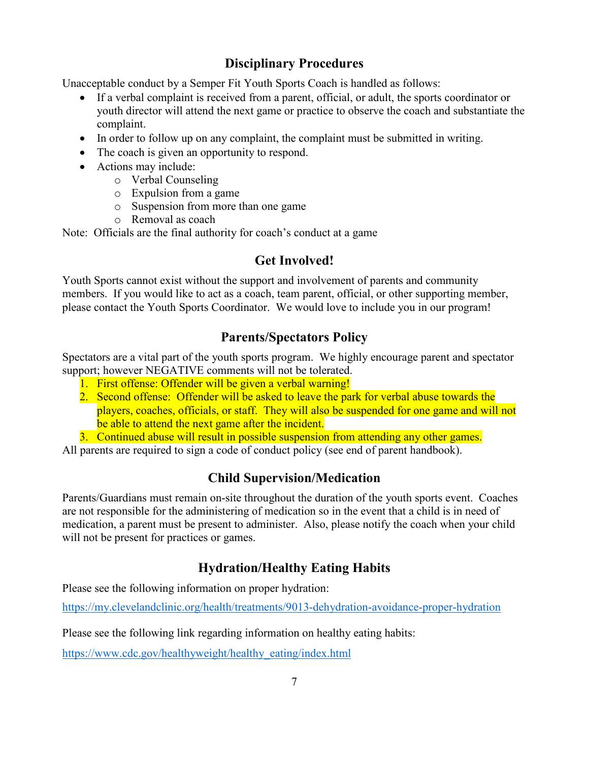## Disciplinary Procedures

Unacceptable conduct by a Semper Fit Youth Sports Coach is handled as follows:

- If a verbal complaint is received from a parent, official, or adult, the sports coordinator or youth director will attend the next game or practice to observe the coach and substantiate the complaint.
- In order to follow up on any complaint, the complaint must be submitted in writing.
- The coach is given an opportunity to respond.
- Actions may include:
  - Verbal Counseling
  - Expulsion from a game
  - Suspension from more than one game
  - Removal as coach

Note: Officials are the final authority for coach's conduct at a game

## Get Involved!

Youth Sports cannot exist without the support and involvement of parents and community members. If you would like to act as a coach, team parent, official, or other supporting member, please contact the Youth Sports Coordinator. We would love to include you in our program!

## Parents/Spectators Policy

Spectators are a vital part of the youth sports program. We highly encourage parent and spectator support; however NEGATIVE comments will not be tolerated.

1. First offense: Offender will be given a verbal warning!
2. Second offense: Offender will be asked to leave the park for verbal abuse towards the players, coaches, officials, or staff. They will also be suspended for one game and will not be able to attend the next game after the incident.
3. Continued abuse will result in possible suspension from attending any other games.

All parents are required to sign a code of conduct policy (see end of parent handbook).

## Child Supervision/Medication

Parents/Guardians must remain on-site throughout the duration of the youth sports event. Coaches are not responsible for the administering of medication so in the event that a child is in need of medication, a parent must be present to administer. Also, please notify the coach when your child will not be present for practices or games.

## Hydration/Healthy Eating Habits

Please see the following information on proper hydration:

https://my.clevelandclinic.org/health/treatments/9013-dehydration-avoidance-proper-hydration

Please see the following link regarding information on healthy eating habits:

https://www.cdc.gov/healthyweight/healthy_eating/index.html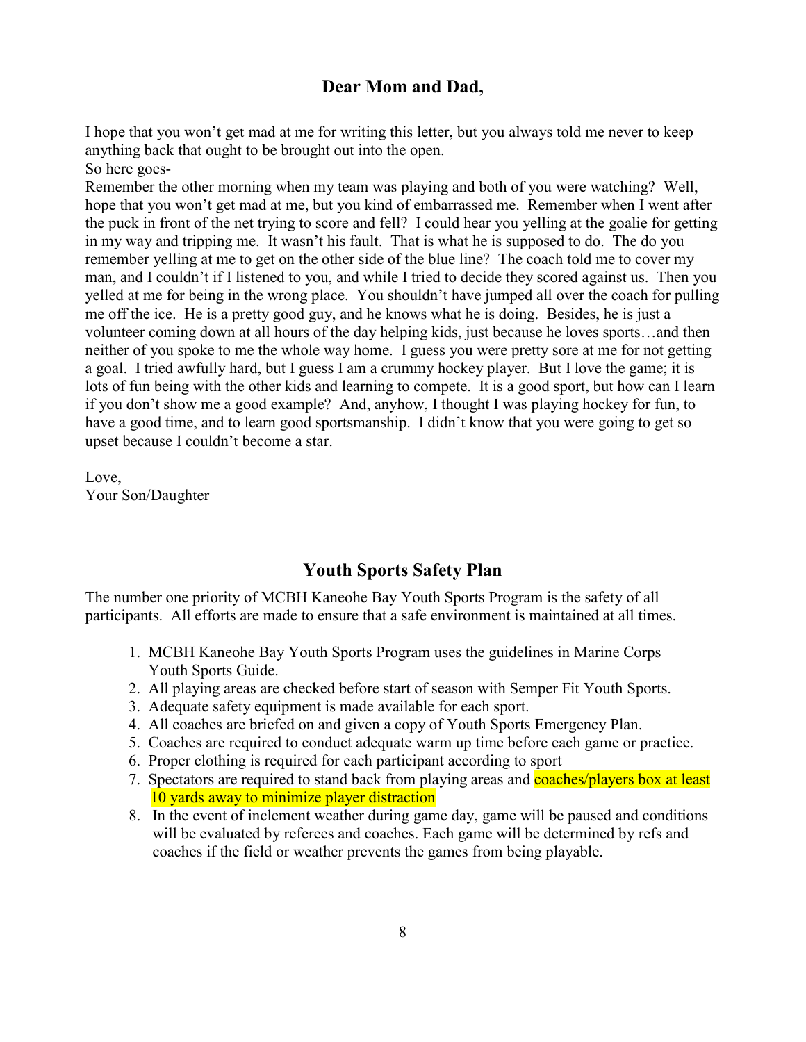## Dear Mom and Dad,

I hope that you won't get mad at me for writing this letter, but you always told me never to keep anything back that ought to be brought out into the open.
So here goes-
Remember the other morning when my team was playing and both of you were watching? Well, hope that you won't get mad at me, but you kind of embarrassed me. Remember when I went after the puck in front of the net trying to score and fell? I could hear you yelling at the goalie for getting in my way and tripping me. It wasn't his fault. That is what he is supposed to do. The do you remember yelling at me to get on the other side of the blue line? The coach told me to cover my man, and I couldn't if I listened to you, and while I tried to decide they scored against us. Then you yelled at me for being in the wrong place. You shouldn't have jumped all over the coach for pulling me off the ice. He is a pretty good guy, and he knows what he is doing. Besides, he is just a volunteer coming down at all hours of the day helping kids, just because he loves sports…and then neither of you spoke to me the whole way home. I guess you were pretty sore at me for not getting a goal. I tried awfully hard, but I guess I am a crummy hockey player. But I love the game; it is lots of fun being with the other kids and learning to compete. It is a good sport, but how can I learn if you don't show me a good example? And, anyhow, I thought I was playing hockey for fun, to have a good time, and to learn good sportsmanship. I didn't know that you were going to get so upset because I couldn't become a star.

Love,
Your Son/Daughter

## Youth Sports Safety Plan

The number one priority of MCBH Kaneohe Bay Youth Sports Program is the safety of all participants. All efforts are made to ensure that a safe environment is maintained at all times.

1. MCBH Kaneohe Bay Youth Sports Program uses the guidelines in Marine Corps Youth Sports Guide.
2. All playing areas are checked before start of season with Semper Fit Youth Sports.
3. Adequate safety equipment is made available for each sport.
4. All coaches are briefed on and given a copy of Youth Sports Emergency Plan.
5. Coaches are required to conduct adequate warm up time before each game or practice.
6. Proper clothing is required for each participant according to sport
7. Spectators are required to stand back from playing areas and coaches/players box at least 10 yards away to minimize player distraction
8. In the event of inclement weather during game day, game will be paused and conditions will be evaluated by referees and coaches. Each game will be determined by refs and coaches if the field or weather prevents the games from being playable.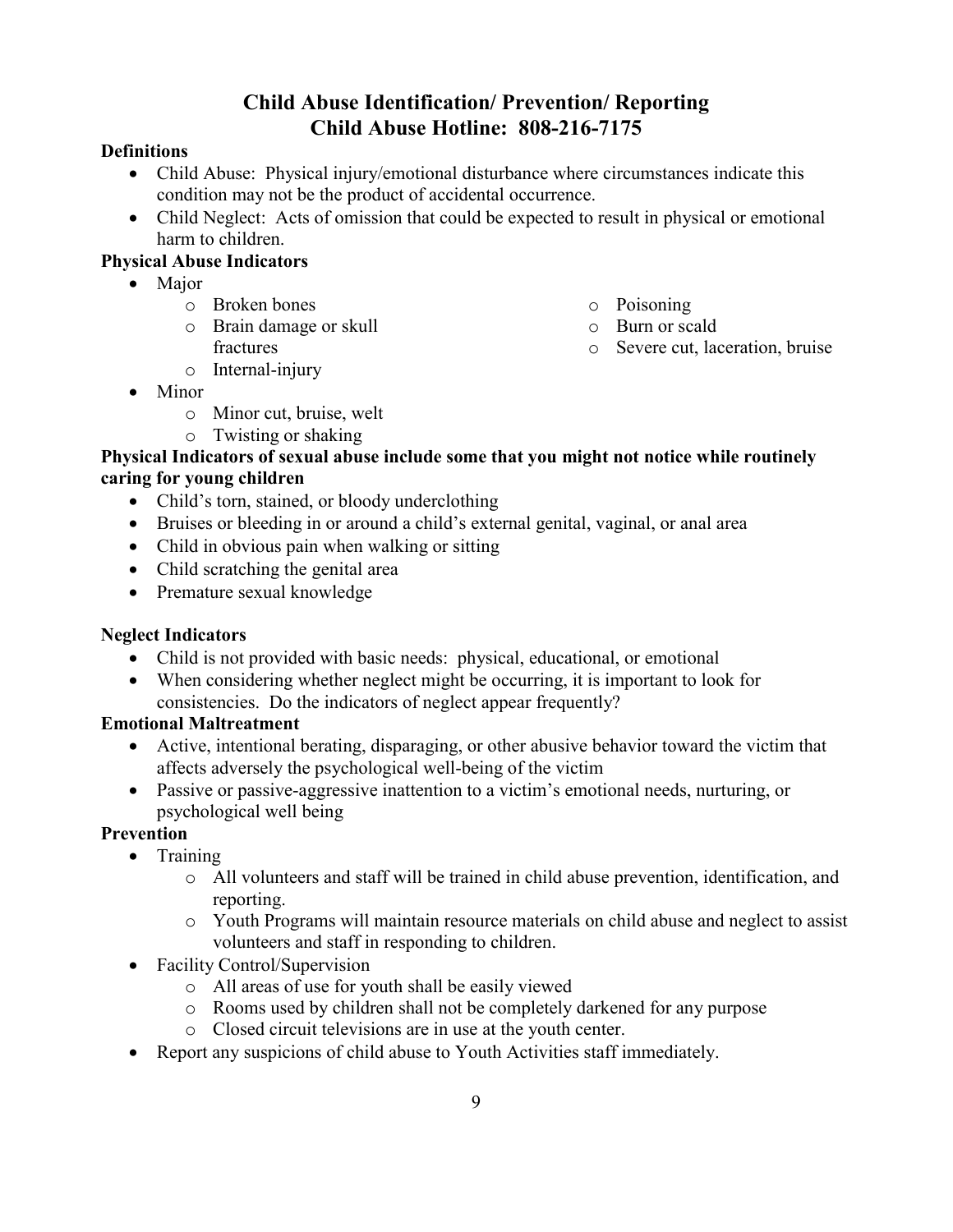# Child Abuse Identification/ Prevention/ Reporting
# Child Abuse Hotline: 808-216-7175

**Definitions**

- Child Abuse: Physical injury/emotional disturbance where circumstances indicate this condition may not be the product of accidental occurrence.
- Child Neglect: Acts of omission that could be expected to result in physical or emotional harm to children.

**Physical Abuse Indicators**

- Major
  - Broken bones
  - Brain damage or skull fractures
  - Internal-injury
  - Poisoning
  - Burn or scald
  - Severe cut, laceration, bruise
- Minor
  - Minor cut, bruise, welt
  - Twisting or shaking

**Physical Indicators of sexual abuse include some that you might not notice while routinely caring for young children**

- Child's torn, stained, or bloody underclothing
- Bruises or bleeding in or around a child's external genital, vaginal, or anal area
- Child in obvious pain when walking or sitting
- Child scratching the genital area
- Premature sexual knowledge

**Neglect Indicators**

- Child is not provided with basic needs: physical, educational, or emotional
- When considering whether neglect might be occurring, it is important to look for consistencies. Do the indicators of neglect appear frequently?

**Emotional Maltreatment**

- Active, intentional berating, disparaging, or other abusive behavior toward the victim that affects adversely the psychological well-being of the victim
- Passive or passive-aggressive inattention to a victim's emotional needs, nurturing, or psychological well being

**Prevention**

- Training
  - All volunteers and staff will be trained in child abuse prevention, identification, and reporting.
  - Youth Programs will maintain resource materials on child abuse and neglect to assist volunteers and staff in responding to children.
- Facility Control/Supervision
  - All areas of use for youth shall be easily viewed
  - Rooms used by children shall not be completely darkened for any purpose
  - Closed circuit televisions are in use at the youth center.
- Report any suspicions of child abuse to Youth Activities staff immediately.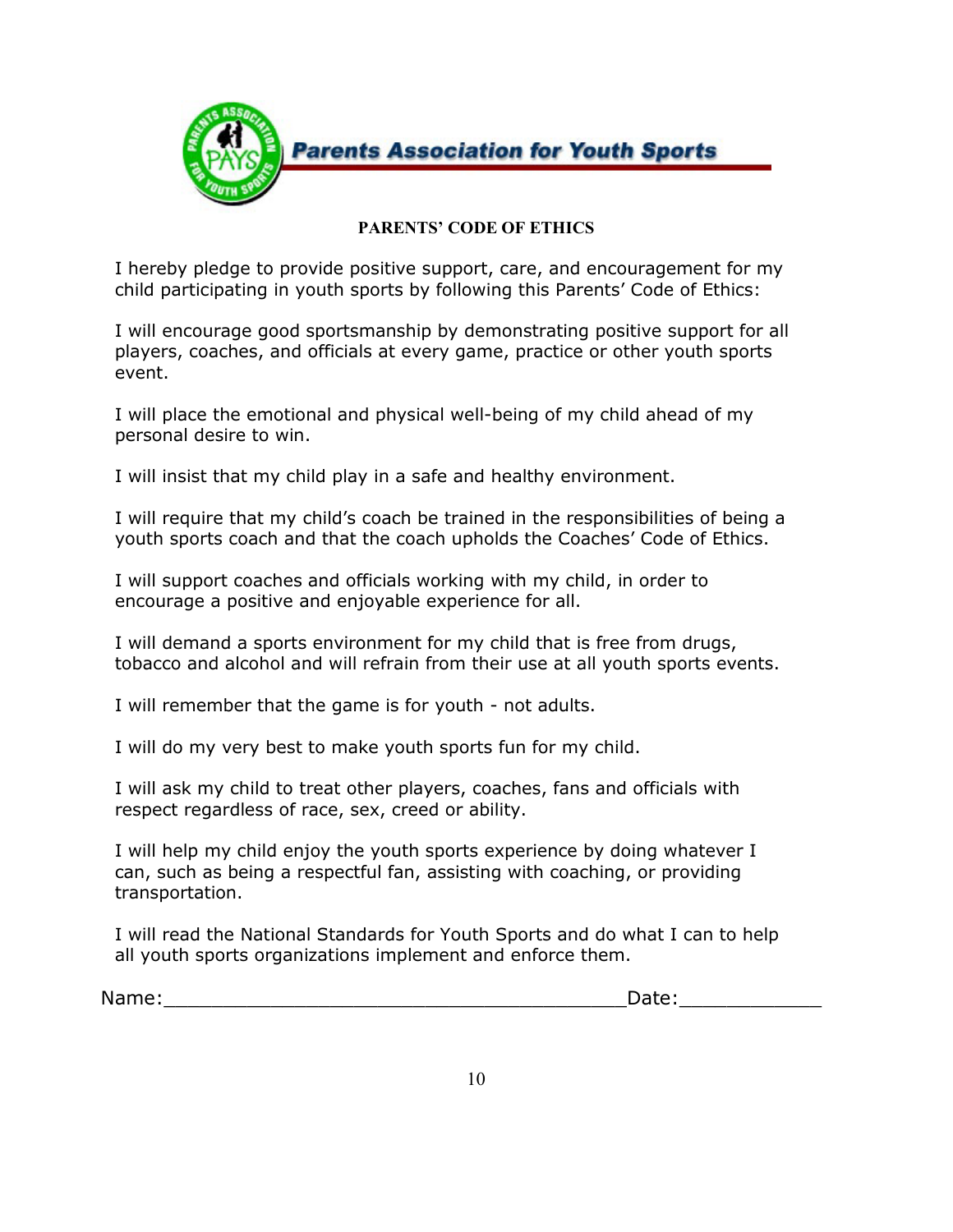Parents Association for Youth Sports

# PARENTS' CODE OF ETHICS

I hereby pledge to provide positive support, care, and encouragement for my child participating in youth sports by following this Parents' Code of Ethics:

I will encourage good sportsmanship by demonstrating positive support for all players, coaches, and officials at every game, practice or other youth sports event.

I will place the emotional and physical well-being of my child ahead of my personal desire to win.

I will insist that my child play in a safe and healthy environment.

I will require that my child's coach be trained in the responsibilities of being a youth sports coach and that the coach upholds the Coaches' Code of Ethics.

I will support coaches and officials working with my child, in order to encourage a positive and enjoyable experience for all.

I will demand a sports environment for my child that is free from drugs, tobacco and alcohol and will refrain from their use at all youth sports events.

I will remember that the game is for youth - not adults.

I will do my very best to make youth sports fun for my child.

I will ask my child to treat other players, coaches, fans and officials with respect regardless of race, sex, creed or ability.

I will help my child enjoy the youth sports experience by doing whatever I can, such as being a respectful fan, assisting with coaching, or providing transportation.

I will read the National Standards for Youth Sports and do what I can to help all youth sports organizations implement and enforce them.

Name:_______________________________________Date:____________